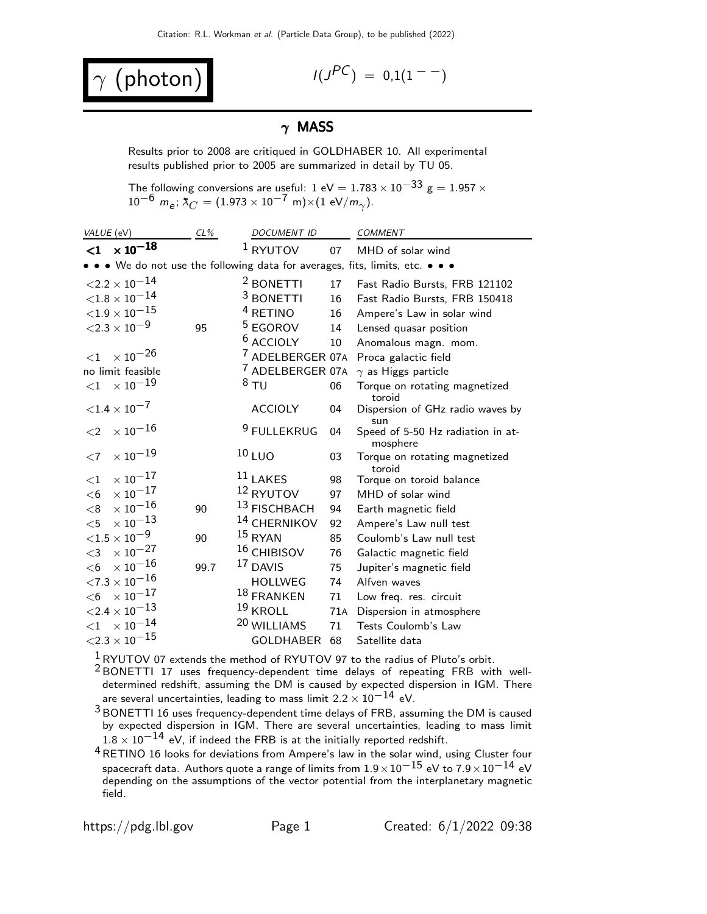# $\gamma$ (photon)

$I(J^{PC}) = 0,1(1^{--})$

## $\gamma$ MASS

Results prior to 2008 are critiqued in GOLDHABER 10. All experimental results published prior to 2005 are summarized in detail by TU 05.

The following conversions are useful: 1 eV = $1.783 \times 10^{-33}$ g = $1.957 \times 10^{-6}$ $m_e$; $\bar{\lambda}_C = (1.973 \times 10^{-7}$ m)$\times$(1 eV/$m_\gamma$).

| VALUE (eV) | CL% | DOCUMENT ID | | COMMENT |
|---|---|---|---|---|
| **<1 $\times 10^{-18}$** | | [1] RYUTOV | 07 | MHD of solar wind |
| • • • We do not use the following data for averages, fits, limits, etc. • • • | | | | |
| $<2.2 \times 10^{-14}$ | | [2] BONETTI | 17 | Fast Radio Bursts, FRB 121102 |
| $<1.8 \times 10^{-14}$ | | [3] BONETTI | 16 | Fast Radio Bursts, FRB 150418 |
| $<1.9 \times 10^{-15}$ | | [4] RETINO | 16 | Ampere's Law in solar wind |
| $<2.3 \times 10^{-9}$ | 95 | [5] EGOROV | 14 | Lensed quasar position |
| | | [6] ACCIOLY | 10 | Anomalous magn. mom. |
| $<1 \times 10^{-26}$ | | [7] ADELBERGER | 07A | Proca galactic field |
| no limit feasible | | [7] ADELBERGER | 07A | $\gamma$ as Higgs particle |
| $<1 \times 10^{-19}$ | | [8] TU | 06 | Torque on rotating magnetized toroid |
| $<1.4 \times 10^{-7}$ | | ACCIOLY | 04 | Dispersion of GHz radio waves by sun |
| $<2 \times 10^{-16}$ | | [9] FULLEKRUG | 04 | Speed of 5-50 Hz radiation in atmosphere |
| $<7 \times 10^{-19}$ | | [10] LUO | 03 | Torque on rotating magnetized toroid |
| $<1 \times 10^{-17}$ | | [11] LAKES | 98 | Torque on toroid balance |
| $<6 \times 10^{-17}$ | | [12] RYUTOV | 97 | MHD of solar wind |
| $<8 \times 10^{-16}$ | 90 | [13] FISCHBACH | 94 | Earth magnetic field |
| $<5 \times 10^{-13}$ | | [14] CHERNIKOV | 92 | Ampere's Law null test |
| $<1.5 \times 10^{-9}$ | 90 | [15] RYAN | 85 | Coulomb's Law null test |
| $<3 \times 10^{-27}$ | | [16] CHIBISOV | 76 | Galactic magnetic field |
| $<6 \times 10^{-16}$ | 99.7 | [17] DAVIS | 75 | Jupiter's magnetic field |
| $<7.3 \times 10^{-16}$ | | HOLLWEG | 74 | Alfven waves |
| $<6 \times 10^{-17}$ | | [18] FRANKEN | 71 | Low freq. res. circuit |
| $<2.4 \times 10^{-13}$ | | [19] KROLL | 71A | Dispersion in atmosphere |
| $<1 \times 10^{-14}$ | | [20] WILLIAMS | 71 | Tests Coulomb's Law |
| $<2.3 \times 10^{-15}$ | | GOLDHABER | 68 | Satellite data |

[1] RYUTOV 07 extends the method of RYUTOV 97 to the radius of Pluto's orbit.

[2] BONETTI 17 uses frequency-dependent time delays of repeating FRB with well-determined redshift, assuming the DM is caused by expected dispersion in IGM. There are several uncertainties, leading to mass limit $2.2 \times 10^{-14}$ eV.

[3] BONETTI 16 uses frequency-dependent time delays of FRB, assuming the DM is caused by expected dispersion in IGM. There are several uncertainties, leading to mass limit $1.8 \times 10^{-14}$ eV, if indeed the FRB is at the initially reported redshift.

[4] RETINO 16 looks for deviations from Ampere's law in the solar wind, using Cluster four spacecraft data. Authors quote a range of limits from $1.9 \times 10^{-15}$ eV to $7.9 \times 10^{-14}$ eV depending on the assumptions of the vector potential from the interplanetary magnetic field.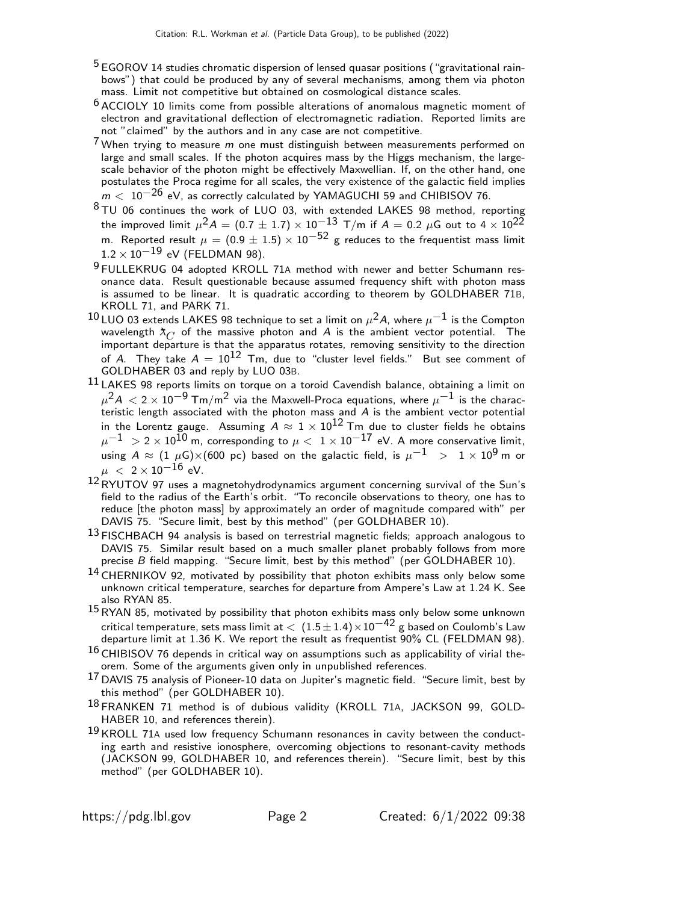[5] EGOROV 14 studies chromatic dispersion of lensed quasar positions ("gravitational rainbows") that could be produced by any of several mechanisms, among them via photon mass. Limit not competitive but obtained on cosmological distance scales.

[6] ACCIOLY 10 limits come from possible alterations of anomalous magnetic moment of electron and gravitational deflection of electromagnetic radiation. Reported limits are not "claimed" by the authors and in any case are not competitive.

[7] When trying to measure $m$ one must distinguish between measurements performed on large and small scales. If the photon acquires mass by the Higgs mechanism, the large-scale behavior of the photon might be effectively Maxwellian. If, on the other hand, one postulates the Proca regime for all scales, the very existence of the galactic field implies $m < 10^{-26}$ eV, as correctly calculated by YAMAGUCHI 59 and CHIBISOV 76.

[8] TU 06 continues the work of LUO 03, with extended LAKES 98 method, reporting the improved limit $\mu^2 A = (0.7 \pm 1.7) \times 10^{-13}$ T/m if $A = 0.2\ \mu$G out to $4 \times 10^{22}$ m. Reported result $\mu = (0.9 \pm 1.5) \times 10^{-52}$ g reduces to the frequentist mass limit $1.2 \times 10^{-19}$ eV (FELDMAN 98).

[9] FULLEKRUG 04 adopted KROLL 71A method with newer and better Schumann resonance data. Result questionable because assumed frequency shift with photon mass is assumed to be linear. It is quadratic according to theorem by GOLDHABER 71B, KROLL 71, and PARK 71.

[10] LUO 03 extends LAKES 98 technique to set a limit on $\mu^2 A$, where $\mu^{-1}$ is the Compton wavelength $\lambda\!\!\!^{-}_C$ of the massive photon and $A$ is the ambient vector potential. The important departure is that the apparatus rotates, removing sensitivity to the direction of $A$. They take $A = 10^{12}$ Tm, due to "cluster level fields." But see comment of GOLDHABER 03 and reply by LUO 03B.

[11] LAKES 98 reports limits on torque on a toroid Cavendish balance, obtaining a limit on $\mu^2 A < 2 \times 10^{-9}$ Tm/m$^2$ via the Maxwell-Proca equations, where $\mu^{-1}$ is the characteristic length associated with the photon mass and $A$ is the ambient vector potential in the Lorentz gauge. Assuming $A \approx 1 \times 10^{12}$ Tm due to cluster fields he obtains $\mu^{-1} > 2 \times 10^{10}$ m, corresponding to $\mu < 1 \times 10^{-17}$ eV. A more conservative limit, using $A \approx (1\ \mu\text{G}) \times (600\ \text{pc})$ based on the galactic field, is $\mu^{-1} > 1 \times 10^{9}$ m or $\mu < 2 \times 10^{-16}$ eV.

[12] RYUTOV 97 uses a magnetohydrodynamics argument concerning survival of the Sun's field to the radius of the Earth's orbit. "To reconcile observations to theory, one has to reduce [the photon mass] by approximately an order of magnitude compared with" per DAVIS 75. "Secure limit, best by this method" (per GOLDHABER 10).

[13] FISCHBACH 94 analysis is based on terrestrial magnetic fields; approach analogous to DAVIS 75. Similar result based on a much smaller planet probably follows from more precise $B$ field mapping. "Secure limit, best by this method" (per GOLDHABER 10).

[14] CHERNIKOV 92, motivated by possibility that photon exhibits mass only below some unknown critical temperature, searches for departure from Ampere's Law at 1.24 K. See also RYAN 85.

[15] RYAN 85, motivated by possibility that photon exhibits mass only below some unknown critical temperature, sets mass limit at $< (1.5 \pm 1.4) \times 10^{-42}$ g based on Coulomb's Law departure limit at 1.36 K. We report the result as frequentist 90% CL (FELDMAN 98).

[16] CHIBISOV 76 depends in critical way on assumptions such as applicability of virial theorem. Some of the arguments given only in unpublished references.

[17] DAVIS 75 analysis of Pioneer-10 data on Jupiter's magnetic field. "Secure limit, best by this method" (per GOLDHABER 10).

[18] FRANKEN 71 method is of dubious validity (KROLL 71A, JACKSON 99, GOLDHABER 10, and references therein).

[19] KROLL 71A used low frequency Schumann resonances in cavity between the conducting earth and resistive ionosphere, overcoming objections to resonant-cavity methods (JACKSON 99, GOLDHABER 10, and references therein). "Secure limit, best by this method" (per GOLDHABER 10).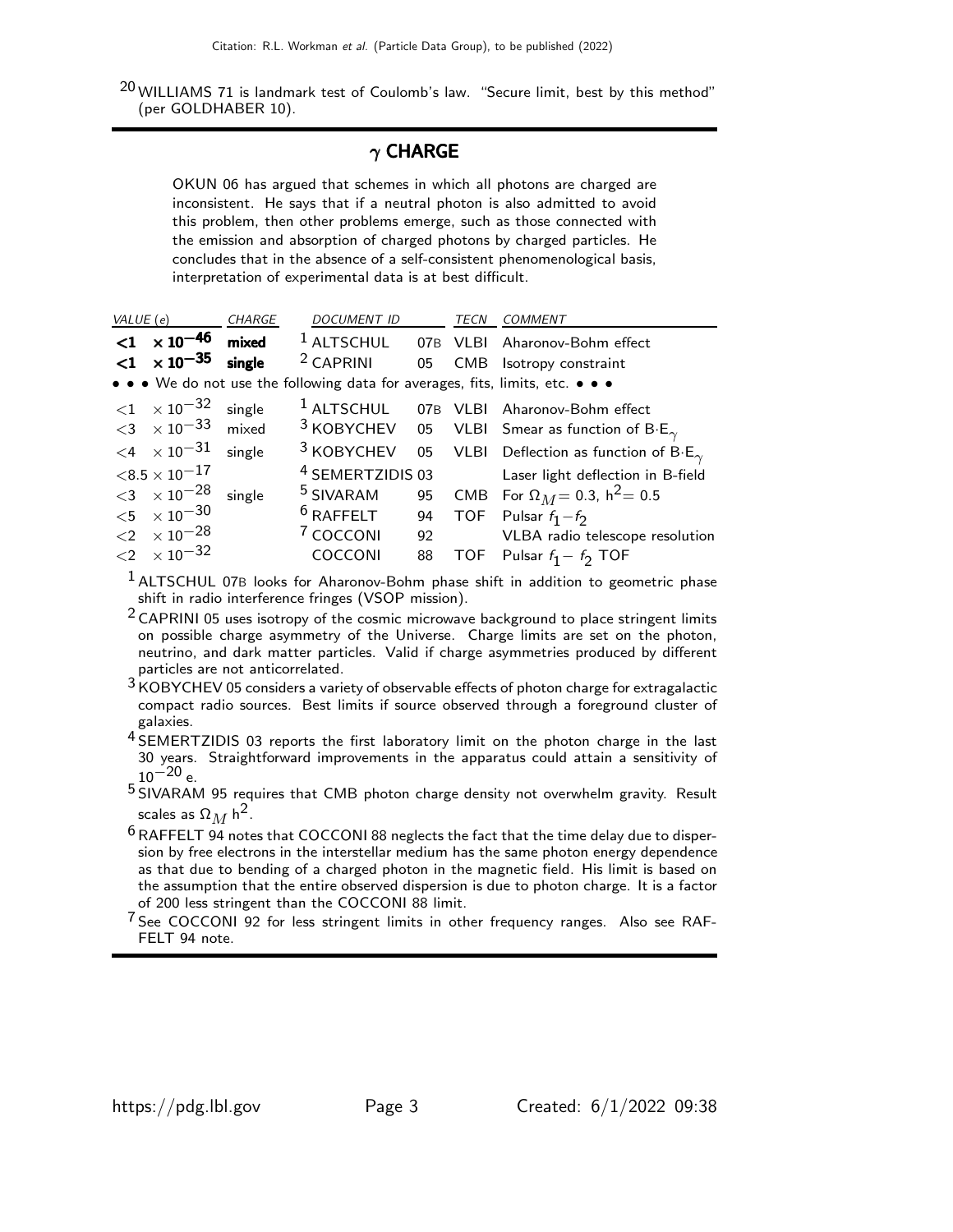[20] WILLIAMS 71 is landmark test of Coulomb's law. "Secure limit, best by this method" (per GOLDHABER 10).

## $\gamma$ CHARGE

OKUN 06 has argued that schemes in which all photons are charged are inconsistent. He says that if a neutral photon is also admitted to avoid this problem, then other problems emerge, such as those connected with the emission and absorption of charged photons by charged particles. He concludes that in the absence of a self-consistent phenomenological basis, interpretation of experimental data is at best difficult.

| *VALUE* (e) | *CHARGE* | *DOCUMENT ID* | | *TECN* | *COMMENT* |
|---|---|---|---|---|---|
| **<1 $\times 10^{-46}$** | **mixed** | [1] ALTSCHUL | 07B | VLBI | Aharonov-Bohm effect |
| **<1 $\times 10^{-35}$** | **single** | [2] CAPRINI | 05 | CMB | Isotropy constraint |
| • • • We do not use the following data for averages, fits, limits, etc. • • • | | | | | |
| $<1 \times 10^{-32}$ | single | [1] ALTSCHUL | 07B | VLBI | Aharonov-Bohm effect |
| $<3 \times 10^{-33}$ | mixed | [3] KOBYCHEV | 05 | VLBI | Smear as function of $B \cdot E_{\gamma}$ |
| $<4 \times 10^{-31}$ | single | [3] KOBYCHEV | 05 | VLBI | Deflection as function of $B \cdot E_{\gamma}$ |
| $<8.5 \times 10^{-17}$ | | [4] SEMERTZIDIS | 03 | | Laser light deflection in B-field |
| $<3 \times 10^{-28}$ | single | [5] SIVARAM | 95 | CMB | For $\Omega_M = 0.3$, $h^2 = 0.5$ |
| $<5 \times 10^{-30}$ | | [6] RAFFELT | 94 | TOF | Pulsar $f_1 - f_2$ |
| $<2 \times 10^{-28}$ | | [7] COCCONI | 92 | | VLBA radio telescope resolution |
| $<2 \times 10^{-32}$ | | COCCONI | 88 | TOF | Pulsar $f_1 - f_2$ TOF |

[1] ALTSCHUL 07B looks for Aharonov-Bohm phase shift in addition to geometric phase shift in radio interference fringes (VSOP mission).

[2] CAPRINI 05 uses isotropy of the cosmic microwave background to place stringent limits on possible charge asymmetry of the Universe. Charge limits are set on the photon, neutrino, and dark matter particles. Valid if charge asymmetries produced by different particles are not anticorrelated.

[3] KOBYCHEV 05 considers a variety of observable effects of photon charge for extragalactic compact radio sources. Best limits if source observed through a foreground cluster of galaxies.

[4] SEMERTZIDIS 03 reports the first laboratory limit on the photon charge in the last 30 years. Straightforward improvements in the apparatus could attain a sensitivity of $10^{-20}$ e.

[5] SIVARAM 95 requires that CMB photon charge density not overwhelm gravity. Result scales as $\Omega_M h^2$.

[6] RAFFELT 94 notes that COCCONI 88 neglects the fact that the time delay due to dispersion by free electrons in the interstellar medium has the same photon energy dependence as that due to bending of a charged photon in the magnetic field. His limit is based on the assumption that the entire observed dispersion is due to photon charge. It is a factor of 200 less stringent than the COCCONI 88 limit.

[7] See COCCONI 92 for less stringent limits in other frequency ranges. Also see RAFFELT 94 note.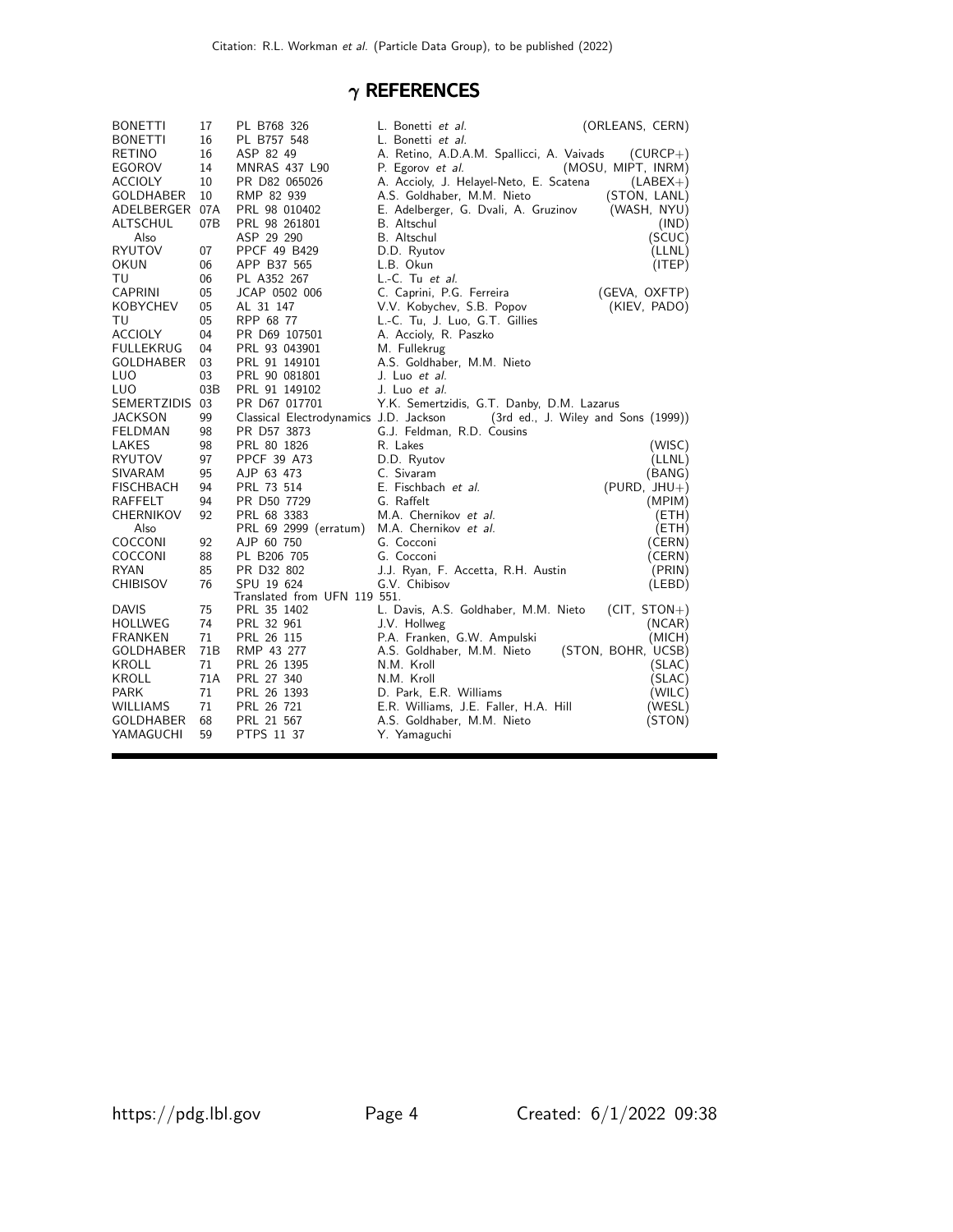# $\gamma$ REFERENCES

| | | | | |
|---|---|---|---|---|
| BONETTI | 17 | PL B768 326 | L. Bonetti *et al.* | (ORLEANS, CERN) |
| BONETTI | 16 | PL B757 548 | L. Bonetti *et al.* | |
| RETINO | 16 | ASP 82 49 | A. Retino, A.D.A.M. Spallicci, A. Vaivads | (CURCP+) |
| EGOROV | 14 | MNRAS 437 L90 | P. Egorov *et al.* | (MOSU, MIPT, INRM) |
| ACCIOLY | 10 | PR D82 065026 | A. Accioly, J. Helayel-Neto, E. Scatena | (LABEX+) |
| GOLDHABER | 10 | RMP 82 939 | A.S. Goldhaber, M.M. Nieto | (STON, LANL) |
| ADELBERGER | 07A | PRL 98 010402 | E. Adelberger, G. Dvali, A. Gruzinov | (WASH, NYU) |
| ALTSCHUL | 07B | PRL 98 261801 | B. Altschul | (IND) |
| Also | | ASP 29 290 | B. Altschul | (SCUC) |
| RYUTOV | 07 | PPCF 49 B429 | D.D. Ryutov | (LLNL) |
| OKUN | 06 | APP B37 565 | L.B. Okun | (ITEP) |
| TU | 06 | PL A352 267 | L.-C. Tu *et al.* | |
| CAPRINI | 05 | JCAP 0502 006 | C. Caprini, P.G. Ferreira | (GEVA, OXFTP) |
| KOBYCHEV | 05 | AL 31 147 | V.V. Kobychev, S.B. Popov | (KIEV, PADO) |
| TU | 05 | RPP 68 77 | L.-C. Tu, J. Luo, G.T. Gillies | |
| ACCIOLY | 04 | PR D69 107501 | A. Accioly, R. Paszko | |
| FULLEKRUG | 04 | PRL 93 043901 | M. Fullekrug | |
| GOLDHABER | 03 | PRL 91 149101 | A.S. Goldhaber, M.M. Nieto | |
| LUO | 03 | PRL 90 081801 | J. Luo *et al.* | |
| LUO | 03B | PRL 91 149102 | J. Luo *et al.* | |
| SEMERTZIDIS | 03 | PR D67 017701 | Y.K. Semertzidis, G.T. Danby, D.M. Lazarus | |
| JACKSON | 99 | Classical Electrodynamics | J.D. Jackson | (3rd ed., J. Wiley and Sons (1999)) |
| FELDMAN | 98 | PR D57 3873 | G.J. Feldman, R.D. Cousins | |
| LAKES | 98 | PRL 80 1826 | R. Lakes | (WISC) |
| RYUTOV | 97 | PPCF 39 A73 | D.D. Ryutov | (LLNL) |
| SIVARAM | 95 | AJP 63 473 | C. Sivaram | (BANG) |
| FISCHBACH | 94 | PRL 73 514 | E. Fischbach *et al.* | (PURD, JHU+) |
| RAFFELT | 94 | PR D50 7729 | G. Raffelt | (MPIM) |
| CHERNIKOV | 92 | PRL 68 3383 | M.A. Chernikov *et al.* | (ETH) |
| Also | | PRL 69 2999 (erratum) | M.A. Chernikov *et al.* | (ETH) |
| COCCONI | 92 | AJP 60 750 | G. Cocconi | (CERN) |
| COCCONI | 88 | PL B206 705 | G. Cocconi | (CERN) |
| RYAN | 85 | PR D32 802 | J.J. Ryan, F. Accetta, R.H. Austin | (PRIN) |
| CHIBISOV | 76 | SPU 19 624 | G.V. Chibisov | (LEBD) |
| | | Translated from UFN 119 551. | | |
| DAVIS | 75 | PRL 35 1402 | L. Davis, A.S. Goldhaber, M.M. Nieto | (CIT, STON+) |
| HOLLWEG | 74 | PRL 32 961 | J.V. Hollweg | (NCAR) |
| FRANKEN | 71 | PRL 26 115 | P.A. Franken, G.W. Ampulski | (MICH) |
| GOLDHABER | 71B | RMP 43 277 | A.S. Goldhaber, M.M. Nieto | (STON, BOHR, UCSB) |
| KROLL | 71 | PRL 26 1395 | N.M. Kroll | (SLAC) |
| KROLL | 71A | PRL 27 340 | N.M. Kroll | (SLAC) |
| PARK | 71 | PRL 26 1393 | D. Park, E.R. Williams | (WILC) |
| WILLIAMS | 71 | PRL 26 721 | E.R. Williams, J.E. Faller, H.A. Hill | (WESL) |
| GOLDHABER | 68 | PRL 21 567 | A.S. Goldhaber, M.M. Nieto | (STON) |
| YAMAGUCHI | 59 | PTPS 11 37 | Y. Yamaguchi | |